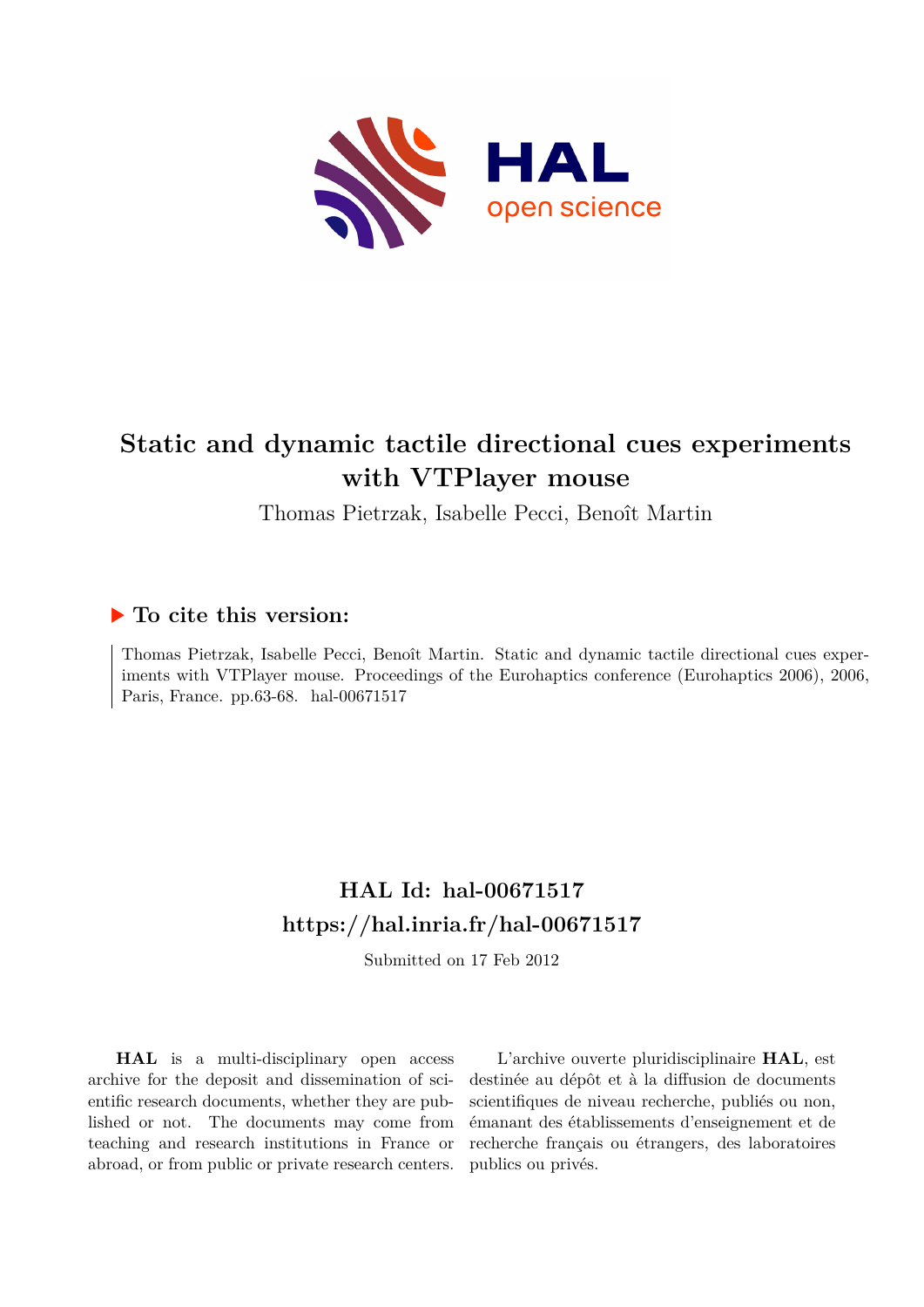# Static and dynamic tactile directional cues experiments with VTPlayer mouse

Thomas Pietrzak, Isabelle Pecci, Benoît Martin

## ▶ To cite this version:

Thomas Pietrzak, Isabelle Pecci, Benoît Martin. Static and dynamic tactile directional cues experiments with VTPlayer mouse. Proceedings of the Eurohaptics conference (Eurohaptics 2006), 2006, Paris, France. pp.63-68. hal-00671517

## HAL Id: hal-00671517
## https://hal.inria.fr/hal-00671517

Submitted on 17 Feb 2012

**HAL** is a multi-disciplinary open access archive for the deposit and dissemination of scientific research documents, whether they are published or not. The documents may come from teaching and research institutions in France or abroad, or from public or private research centers.

L'archive ouverte pluridisciplinaire **HAL**, est destinée au dépôt et à la diffusion de documents scientifiques de niveau recherche, publiés ou non, émanant des établissements d'enseignement et de recherche français ou étrangers, des laboratoires publics ou privés.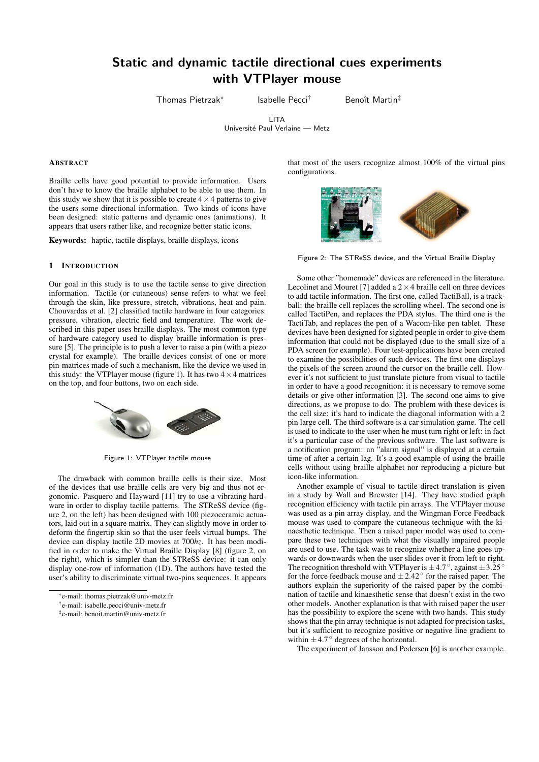# Static and dynamic tactile directional cues experiments with VTPlayer mouse

Thomas Pietrzak[*] Isabelle Pecci[†] Benoît Martin[‡]

LITA
Université Paul Verlaine — Metz

## Abstract

Braille cells have good potential to provide information. Users don't have to know the braille alphabet to be able to use them. In this study we show that it is possible to create $4 \times 4$ patterns to give the users some directional information. Two kinds of icons have been designed: static patterns and dynamic ones (animations). It appears that users rather like, and recognize better static icons.

**Keywords:** haptic, tactile displays, braille displays, icons

## 1 Introduction

Our goal in this study is to use the tactile sense to give direction information. Tactile (or cutaneous) sense refers to what we feel through the skin, like pressure, stretch, vibrations, heat and pain. Chouvardas et al. [2] classified tactile hardware in four categories: pressure, vibration, electric field and temperature. The work described in this paper uses braille displays. The most common type of hardware category used to display braille information is pressure [5]. The principle is to push a lever to raise a pin (with a piezo crystal for example). The braille devices consist of one or more pin-matrices made of such a mechanism, like the device we used in this study: the VTPlayer mouse (figure 1). It has two $4 \times 4$ matrices on the top, and four buttons, two on each side.

Figure 1: VTPlayer tactile mouse

The drawback with common braille cells is their size. Most of the devices that use braille cells are very big and thus not ergonomic. Pasquero and Hayward [11] try to use a vibrating hardware in order to display tactile patterns. The STReSS device (figure 2, on the left) has been designed with 100 piezoceramic actuators, laid out in a square matrix. They can slightly move in order to deform the fingertip skin so that the user feels virtual bumps. The device can display tactile 2D movies at 700*hz*. It has been modified in order to make the Virtual Braille Display [8] (figure 2, on the right), which is simpler than the STReSS device: it can only display one-row of information (1D). The authors have tested the user's ability to discriminate virtual two-pins sequences. It appears that most of the users recognize almost 100% of the virtual pins configurations.

Figure 2: The STReSS device, and the Virtual Braille Display

Some other "homemade" devices are referenced in the literature. Lecolinet and Mouret [7] added a $2 \times 4$ braille cell on three devices to add tactile information. The first one, called TactiBall, is a trackball: the braille cell replaces the scrolling wheel. The second one is called TactiPen, and replaces the PDA stylus. The third one is the TactiTab, and replaces the pen of a Wacom-like pen tablet. These devices have been designed for sighted people in order to give them information that could not be displayed (due to the small size of a PDA screen for example). Four test-applications have been created to examine the possibilities of such devices. The first one displays the pixels of the screen around the cursor on the braille cell. However it's not sufficient to just translate picture from visual to tactile in order to have a good recognition: it is necessary to remove some details or give other information [3]. The second one aims to give directions, as we propose to do. The problem with these devices is the cell size: it's hard to indicate the diagonal information with a 2 pin large cell. The third software is a car simulation game. The cell is used to indicate to the user when he must turn right or left: in fact it's a particular case of the previous software. The last software is a notification program: an "alarm signal" is displayed at a certain time of after a certain lag. It's a good example of using the braille cells without using braille alphabet nor reproducing a picture but icon-like information.

Another example of visual to tactile direct translation is given in a study by Wall and Brewster [14]. They have studied graph recognition efficiency with tactile pin arrays. The VTPlayer mouse was used as a pin array display, and the Wingman Force Feedback mouse was used to compare the cutaneous technique with the kinaesthetic technique. Then a raised paper model was used to compare these two techniques with what the visually impaired people are used to use. The task was to recognize whether a line goes upwards or downwards when the user slides over it from left to right. The recognition threshold with VTPlayer is $\pm 4.7^\circ$, against $\pm 3.25^\circ$ for the force feedback mouse and $\pm 2.42^\circ$ for the raised paper. The authors explain the superiority of the raised paper by the combination of tactile and kinaesthetic sense that doesn't exist in the two other models. Another explanation is that with raised paper the user has the possibility to explore the scene with two hands. This study shows that the pin array technique is not adapted for precision tasks, but it's sufficient to recognize positive or negative line gradient to within $\pm 4.7^\circ$ degrees of the horizontal.

The experiment of Jansson and Pedersen [6] is another example.

[*] e-mail: thomas.pietrzak@univ-metz.fr
[†] e-mail: isabelle.pecci@univ-metz.fr
[‡] e-mail: benoit.martin@univ-metz.fr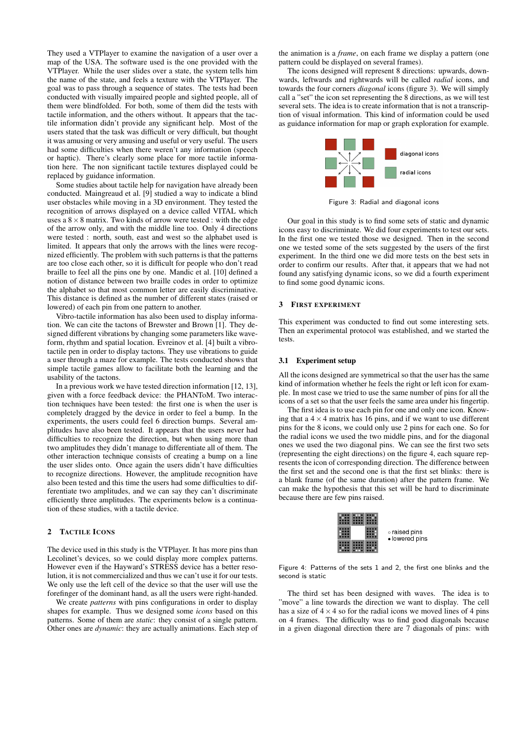They used a VTPlayer to examine the navigation of a user over a map of the USA. The software used is the one provided with the VTPlayer. While the user slides over a state, the system tells him the name of the state, and feels a texture with the VTPlayer. The goal was to pass through a sequence of states. The tests had been conducted with visually impaired people and sighted people, all of them were blindfolded. For both, some of them did the tests with tactile information, and the others without. It appears that the tactile information didn't provide any significant help. Most of the users stated that the task was difficult or very difficult, but thought it was amusing or very amusing and useful or very useful. The users had some difficulties when there weren't any information (speech or haptic). There's clearly some place for more tactile information here. The non significant tactile textures displayed could be replaced by guidance information.

Some studies about tactile help for navigation have already been conducted. Maingreaud et al. [9] studied a way to indicate a blind user obstacles while moving in a 3D environment. They tested the recognition of arrows displayed on a device called VITAL which uses a $8 \times 8$ matrix. Two kinds of arrow were tested : with the edge of the arrow only, and with the middle line too. Only 4 directions were tested : north, south, east and west so the alphabet used is limited. It appears that only the arrows with the lines were recognized efficiently. The problem with such patterns is that the patterns are too close each other, so it is difficult for people who don't read braille to feel all the pins one by one. Mandic et al. [10] defined a notion of distance between two braille codes in order to optimize the alphabet so that most common letter are easily discriminative. This distance is defined as the number of different states (raised or lowered) of each pin from one pattern to another.

Vibro-tactile information has also been used to display information. We can cite the tactons of Brewster and Brown [1]. They designed different vibrations by changing some parameters like waveform, rhythm and spatial location. Evreinov et al. [4] built a vibrotactile pen in order to display tactons. They use vibrations to guide a user through a maze for example. The tests conducted shows that simple tactile games allow to facilitate both the learning and the usability of the tactons.

In a previous work we have tested direction information [12, 13], given with a force feedback device: the PHANToM. Two interaction techniques have been tested: the first one is when the user is completely dragged by the device in order to feel a bump. In the experiments, the users could feel 6 direction bumps. Several amplitudes have also been tested. It appears that the users never had difficulties to recognize the direction, but when using more than two amplitudes they didn't manage to differentiate all of them. The other interaction technique consists of creating a bump on a line the user slides onto. Once again the users didn't have difficulties to recognize directions. However, the amplitude recognition have also been tested and this time the users had some difficulties to differentiate two amplitudes, and we can say they can't discriminate efficiently three amplitudes. The experiments below is a continuation of these studies, with a tactile device.

## 2 Tactile Icons

The device used in this study is the VTPlayer. It has more pins than Lecolinet's devices, so we could display more complex patterns. However even if the Hayward's STRESS device has a better resolution, it is not commercialized and thus we can't use it for our tests. We only use the left cell of the device so that the user will use the forefinger of the dominant hand, as all the users were right-handed.

We create *patterns* with pins configurations in order to display shapes for example. Thus we designed some *icons* based on this patterns. Some of them are *static*: they consist of a single pattern. Other ones are *dynamic*: they are actually animations. Each step of the animation is a *frame*, on each frame we display a pattern (one pattern could be displayed on several frames).

The icons designed will represent 8 directions: upwards, downwards, leftwards and rightwards will be called *radial* icons, and towards the four corners *diagonal* icons (figure 3). We will simply call a "set" the icon set representing the 8 directions, as we will test several sets. The idea is to create information that is not a transcription of visual information. This kind of information could be used as guidance information for map or graph exploration for example.

diagonal icons
radial icons

Figure 3: Radial and diagonal icons

Our goal in this study is to find some sets of static and dynamic icons easy to discriminate. We did four experiments to test our sets. In the first one we tested those we designed. Then in the second one we tested some of the sets suggested by the users of the first experiment. In the third one we did more tests on the best sets in order to confirm our results. After that, it appears that we had not found any satisfying dynamic icons, so we did a fourth experiment to find some good dynamic icons.

## 3 First experiment

This experiment was conducted to find out some interesting sets. Then an experimental protocol was established, and we started the tests.

### 3.1 Experiment setup

All the icons designed are symmetrical so that the user has the same kind of information whether he feels the right or left icon for example. In most case we tried to use the same number of pins for all the icons of a set so that the user feels the same area under his fingertip.

The first idea is to use each pin for one and only one icon. Knowing that a $4 \times 4$ matrix has 16 pins, and if we want to use different pins for the 8 icons, we could only use 2 pins for each one. So for the radial icons we used the two middle pins, and for the diagonal ones we used the two diagonal pins. We can see the first two sets (representing the eight directions) on the figure 4, each square represents the icon of corresponding direction. The difference between the first set and the second one is that the first set blinks: there is a blank frame (of the same duration) after the pattern frame. We can make the hypothesis that this set will be hard to discriminate because there are few pins raised.

◦ raised pins
• lowered pins

Figure 4: Patterns of the sets 1 and 2, the first one blinks and the second is static

The third set has been designed with waves. The idea is to "move" a line towards the direction we want to display. The cell has a size of $4 \times 4$ so for the radial icons we moved lines of 4 pins on 4 frames. The difficulty was to find good diagonals because in a given diagonal direction there are 7 diagonals of pins: with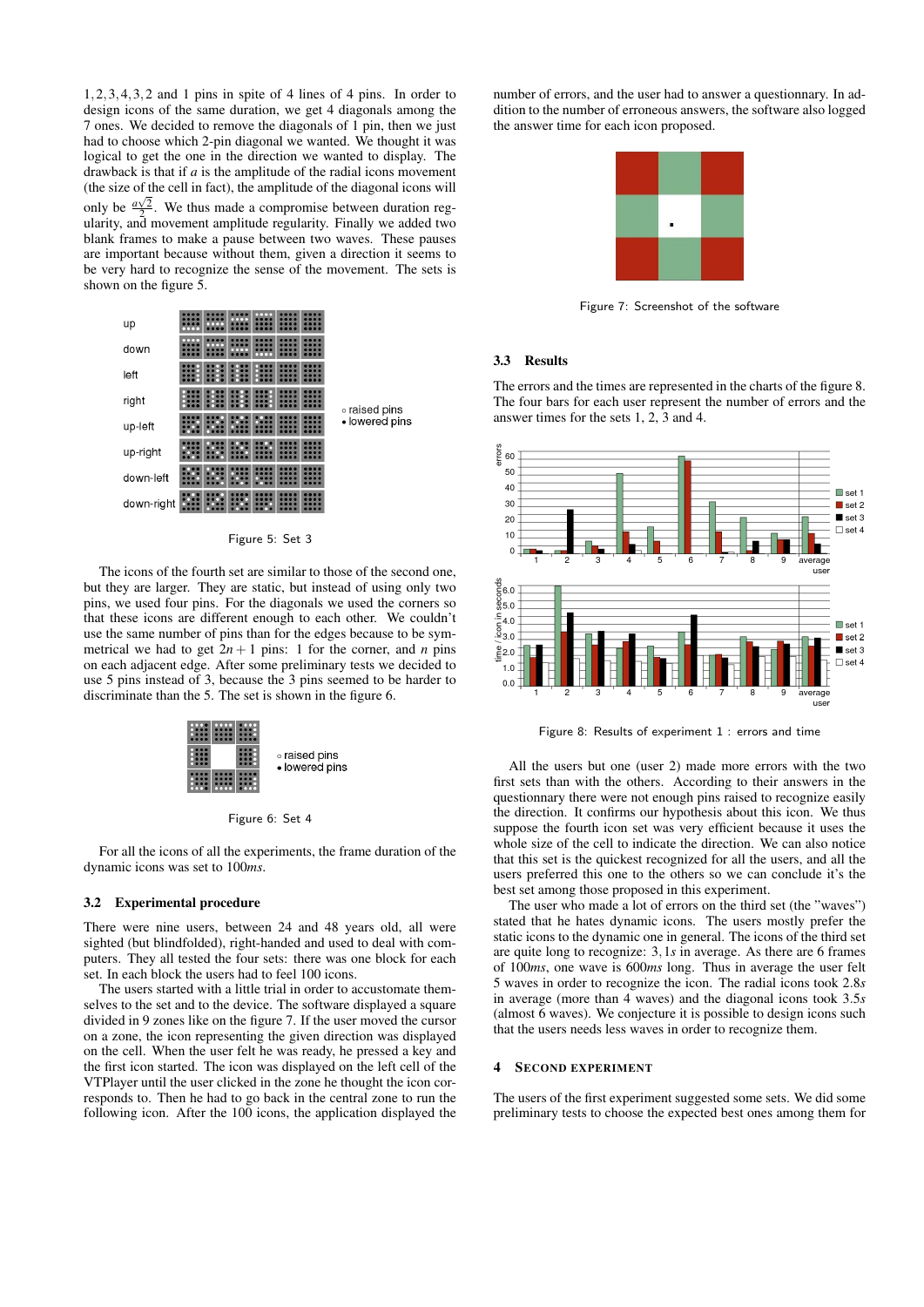1, 2, 3, 4, 3, 2 and 1 pins in spite of 4 lines of 4 pins. In order to design icons of the same duration, we get 4 diagonals among the 7 ones. We decided to remove the diagonals of 1 pin, then we just had to choose which 2-pin diagonal we wanted. We thought it was logical to get the one in the direction we wanted to display. The drawback is that if $a$ is the amplitude of the radial icons movement (the size of the cell in fact), the amplitude of the diagonal icons will only be $\frac{a\sqrt{2}}{2}$. We thus made a compromise between duration regularity, and movement amplitude regularity. Finally we added two blank frames to make a pause between two waves. These pauses are important because without them, given a direction it seems to be very hard to recognize the sense of the movement. The sets is shown on the figure 5.

Figure 5: Set 3

The icons of the fourth set are similar to those of the second one, but they are larger. They are static, but instead of using only two pins, we used four pins. For the diagonals we used the corners so that these icons are different enough to each other. We couldn't use the same number of pins than for the edges because to be symmetrical we had to get $2n+1$ pins: 1 for the corner, and $n$ pins on each adjacent edge. After some preliminary tests we decided to use 5 pins instead of 3, because the 3 pins seemed to be harder to discriminate than the 5. The set is shown in the figure 6.

Figure 6: Set 4

For all the icons of all the experiments, the frame duration of the dynamic icons was set to 100*ms*.

### 3.2 Experimental procedure

There were nine users, between 24 and 48 years old, all were sighted (but blindfolded), right-handed and used to deal with computers. They all tested the four sets: there was one block for each set. In each block the users had to feel 100 icons.

The users started with a little trial in order to accustomate themselves to the set and to the device. The software displayed a square divided in 9 zones like on the figure 7. If the user moved the cursor on a zone, the icon representing the given direction was displayed on the cell. When the user felt he was ready, he pressed a key and the first icon started. The icon was displayed on the left cell of the VTPlayer until the user clicked in the zone he thought the icon corresponds to. Then he had to go back in the central zone to run the following icon. After the 100 icons, the application displayed the number of errors, and the user had to answer a questionnary. In addition to the number of erroneous answers, the software also logged the answer time for each icon proposed.

Figure 7: Screenshot of the software

### 3.3 Results

The errors and the times are represented in the charts of the figure 8. The four bars for each user represent the number of errors and the answer times for the sets 1, 2, 3 and 4.

Figure 8: Results of experiment 1 : errors and time

All the users but one (user 2) made more errors with the two first sets than with the others. According to their answers in the questionnary there were not enough pins raised to recognize easily the direction. It confirms our hypothesis about this icon. We thus suppose the fourth icon set was very efficient because it uses the whole size of the cell to indicate the direction. We can also notice that this set is the quickest recognized for all the users, and all the users preferred this one to the others so we can conclude it's the best set among those proposed in this experiment.

The user who made a lot of errors on the third set (the "waves") stated that he hates dynamic icons. The users mostly prefer the static icons to the dynamic one in general. The icons of the third set are quite long to recognize: 3,1*s* in average. As there are 6 frames of 100*ms*, one wave is 600*ms* long. Thus in average the user felt 5 waves in order to recognize the icon. The radial icons took 2.8*s* in average (more than 4 waves) and the diagonal icons took 3.5*s* (almost 6 waves). We conjecture it is possible to design icons such that the users needs less waves in order to recognize them.

## 4 Second experiment

The users of the first experiment suggested some sets. We did some preliminary tests to choose the expected best ones among them for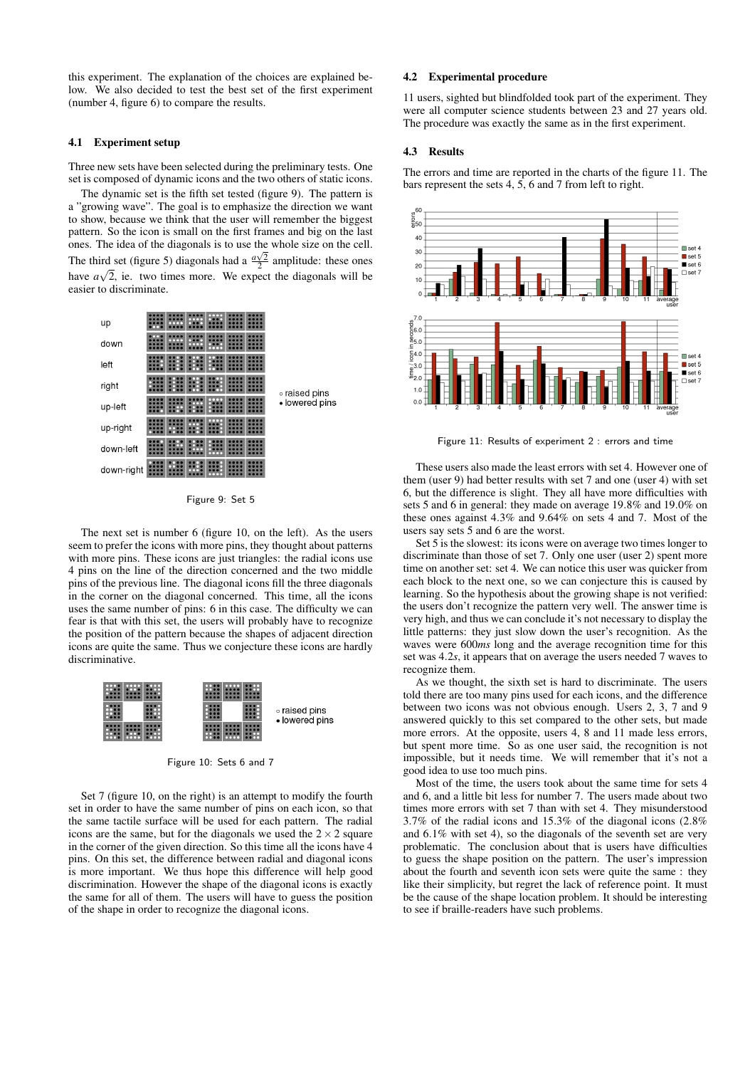this experiment. The explanation of the choices are explained below. We also decided to test the best set of the first experiment (number 4, figure 6) to compare the results.

### 4.1 Experiment setup

Three new sets have been selected during the preliminary tests. One set is composed of dynamic icons and the two others of static icons.

The dynamic set is the fifth set tested (figure 9). The pattern is a "growing wave". The goal is to emphasize the direction we want to show, because we think that the user will remember the biggest pattern. So the icon is small on the first frames and big on the last ones. The idea of the diagonals is to use the whole size on the cell. The third set (figure 5) diagonals had a $\frac{a\sqrt{2}}{2}$ amplitude: these ones have $a\sqrt{2}$, ie. two times more. We expect the diagonals will be easier to discriminate.

Figure 9: Set 5

The next set is number 6 (figure 10, on the left). As the users seem to prefer the icons with more pins, they thought about patterns with more pins. These icons are just triangles: the radial icons use 4 pins on the line of the direction concerned and the two middle pins of the previous line. The diagonal icons fill the three diagonals in the corner on the diagonal concerned. This time, all the icons uses the same number of pins: 6 in this case. The difficulty we can fear is that with this set, the users will probably have to recognize the position of the pattern because the shapes of adjacent direction icons are quite the same. Thus we conjecture these icons are hardly discriminative.

Figure 10: Sets 6 and 7

Set 7 (figure 10, on the right) is an attempt to modify the fourth set in order to have the same number of pins on each icon, so that the same tactile surface will be used for each pattern. The radial icons are the same, but for the diagonals we used the $2 \times 2$ square in the corner of the given direction. So this time all the icons have 4 pins. On this set, the difference between radial and diagonal icons is more important. We thus hope this difference will help good discrimination. However the shape of the diagonal icons is exactly the same for all of them. The users will have to guess the position of the shape in order to recognize the diagonal icons.

### 4.2 Experimental procedure

11 users, sighted but blindfolded took part of the experiment. They were all computer science students between 23 and 27 years old. The procedure was exactly the same as in the first experiment.

### 4.3 Results

The errors and time are reported in the charts of the figure 11. The bars represent the sets 4, 5, 6 and 7 from left to right.

Figure 11: Results of experiment 2 : errors and time

These users also made the least errors with set 4. However one of them (user 9) had better results with set 7 and one (user 4) with set 6, but the difference is slight. They all have more difficulties with sets 5 and 6 in general: they made on average 19.8% and 19.0% on these ones against 4.3% and 9.64% on sets 4 and 7. Most of the users say sets 5 and 6 are the worst.

Set 5 is the slowest: its icons were on average two times longer to discriminate than those of set 7. Only one user (user 2) spent more time on another set: set 4. We can notice this user was quicker from each block to the next one, so we can conjecture this is caused by learning. So the hypothesis about the growing shape is not verified: the users don't recognize the pattern very well. The answer time is very high, and thus we can conclude it's not necessary to display the little patterns: they just slow down the user's recognition. As the waves were 600*ms* long and the average recognition time for this set was 4.2*s*, it appears that on average the users needed 7 waves to recognize them.

As we thought, the sixth set is hard to discriminate. The users told there are too many pins used for each icons, and the difference between two icons was not obvious enough. Users 2, 3, 7 and 9 answered quickly to this set compared to the other sets, but made more errors. At the opposite, users 4, 8 and 11 made less errors, but spent more time. So as one user said, the recognition is not impossible, but it needs time. We will remember that it's not a good idea to use too much pins.

Most of the time, the users took about the same time for sets 4 and 6, and a little bit less for number 7. The users made about two times more errors with set 7 than with set 4. They misunderstood 3.7% of the radial icons and 15.3% of the diagonal icons (2.8% and 6.1% with set 4), so the diagonals of the seventh set are very problematic. The conclusion about that is users have difficulties to guess the shape position on the pattern. The user's impression about the fourth and seventh icon sets were quite the same : they like their simplicity, but regret the lack of reference point. It must be the cause of the shape location problem. It should be interesting to see if braille-readers have such problems.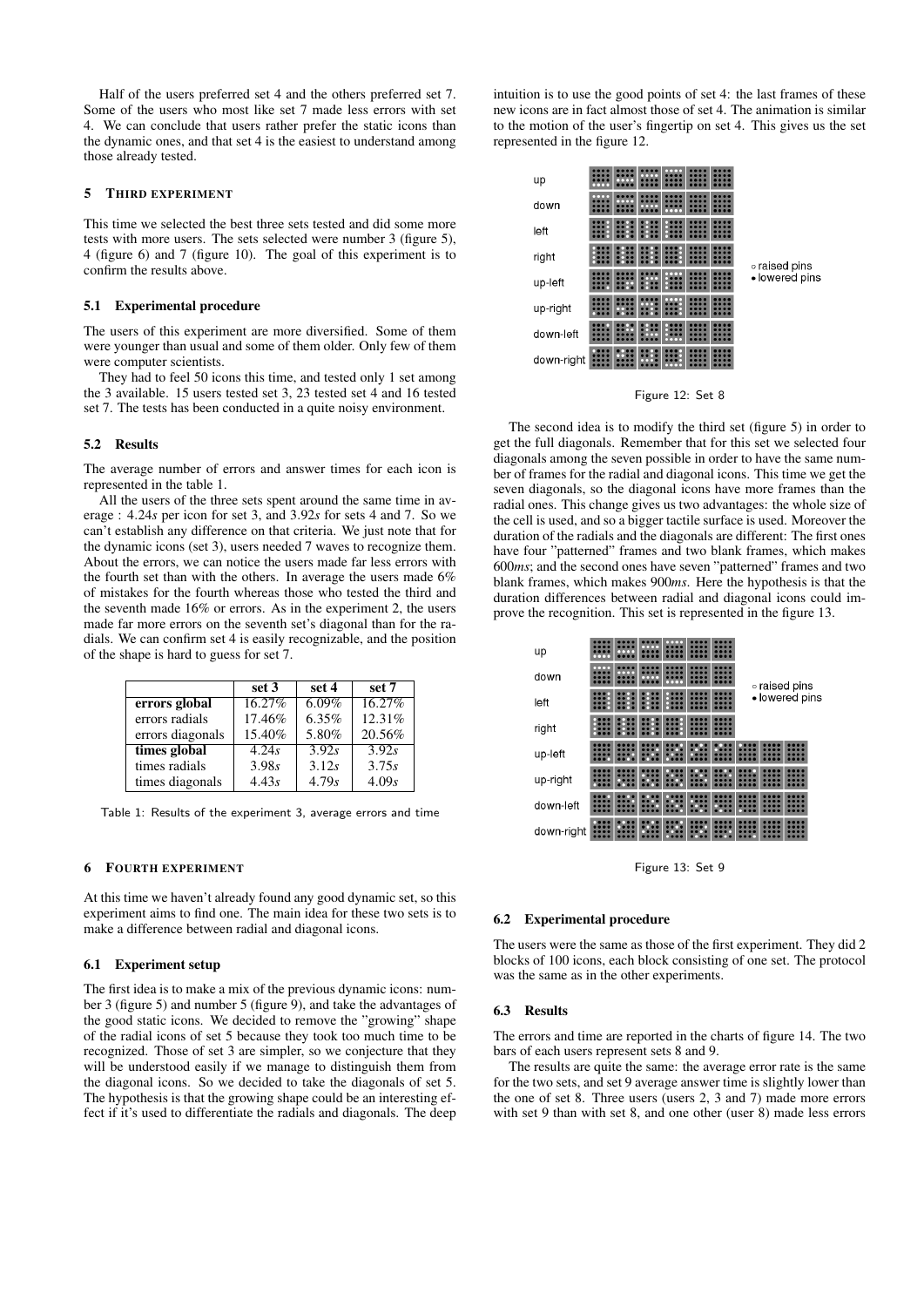Half of the users preferred set 4 and the others preferred set 7. Some of the users who most like set 7 made less errors with set 4. We can conclude that users rather prefer the static icons than the dynamic ones, and that set 4 is the easiest to understand among those already tested.

## 5 Third experiment

This time we selected the best three sets tested and did some more tests with more users. The sets selected were number 3 (figure 5), 4 (figure 6) and 7 (figure 10). The goal of this experiment is to confirm the results above.

### 5.1 Experimental procedure

The users of this experiment are more diversified. Some of them were younger than usual and some of them older. Only few of them were computer scientists.

They had to feel 50 icons this time, and tested only 1 set among the 3 available. 15 users tested set 3, 23 tested set 4 and 16 tested set 7. The tests has been conducted in a quite noisy environment.

### 5.2 Results

The average number of errors and answer times for each icon is represented in the table 1.

All the users of the three sets spent around the same time in average : 4.24*s* per icon for set 3, and 3.92*s* for sets 4 and 7. So we can't establish any difference on that criteria. We just note that for the dynamic icons (set 3), users needed 7 waves to recognize them. About the errors, we can notice the users made far less errors with the fourth set than with the others. In average the users made 6% of mistakes for the fourth whereas those who tested the third and the seventh made 16% or errors. As in the experiment 2, the users made far more errors on the seventh set's diagonal than for the radials. We can confirm set 4 is easily recognizable, and the position of the shape is hard to guess for set 7.

| | set 3 | set 4 | set 7 |
|---|---|---|---|
| **errors global** | 16.27% | 6.09% | 16.27% |
| errors radials | 17.46% | 6.35% | 12.31% |
| errors diagonals | 15.40% | 5.80% | 20.56% |
| **times global** | 4.24*s* | 3.92*s* | 3.92*s* |
| times radials | 3.98*s* | 3.12*s* | 3.75*s* |
| times diagonals | 4.43*s* | 4.79*s* | 4.09*s* |

Table 1: Results of the experiment 3, average errors and time

## 6 Fourth experiment

At this time we haven't already found any good dynamic set, so this experiment aims to find one. The main idea for these two sets is to make a difference between radial and diagonal icons.

### 6.1 Experiment setup

The first idea is to make a mix of the previous dynamic icons: number 3 (figure 5) and number 5 (figure 9), and take the advantages of the good static icons. We decided to remove the "growing" shape of the radial icons of set 5 because they took too much time to be recognized. Those of set 3 are simpler, so we conjecture that they will be understood easily if we manage to distinguish them from the diagonal icons. So we decided to take the diagonals of set 5. The hypothesis is that the growing shape could be an interesting effect if it's used to differentiate the radials and diagonals. The deep intuition is to use the good points of set 4: the last frames of these new icons are in fact almost those of set 4. The animation is similar to the motion of the user's fingertip on set 4. This gives us the set represented in the figure 12.

Figure 12: Set 8

The second idea is to modify the third set (figure 5) in order to get the full diagonals. Remember that for this set we selected four diagonals among the seven possible in order to have the same number of frames for the radial and diagonal icons. This time we get the seven diagonals, so the diagonal icons have more frames than the radial ones. This change gives us two advantages: the whole size of the cell is used, and so a bigger tactile surface is used. Moreover the duration of the radials and the diagonals are different: The first ones have four "patterned" frames and two blank frames, which makes 600*ms*; and the second ones have seven "patterned" frames and two blank frames, which makes 900*ms*. Here the hypothesis is that the duration differences between radial and diagonal icons could improve the recognition. This set is represented in the figure 13.

Figure 13: Set 9

### 6.2 Experimental procedure

The users were the same as those of the first experiment. They did 2 blocks of 100 icons, each block consisting of one set. The protocol was the same as in the other experiments.

### 6.3 Results

The errors and time are reported in the charts of figure 14. The two bars of each users represent sets 8 and 9.

The results are quite the same: the average error rate is the same for the two sets, and set 9 average answer time is slightly lower than the one of set 8. Three users (users 2, 3 and 7) made more errors with set 9 than with set 8, and one other (user 8) made less errors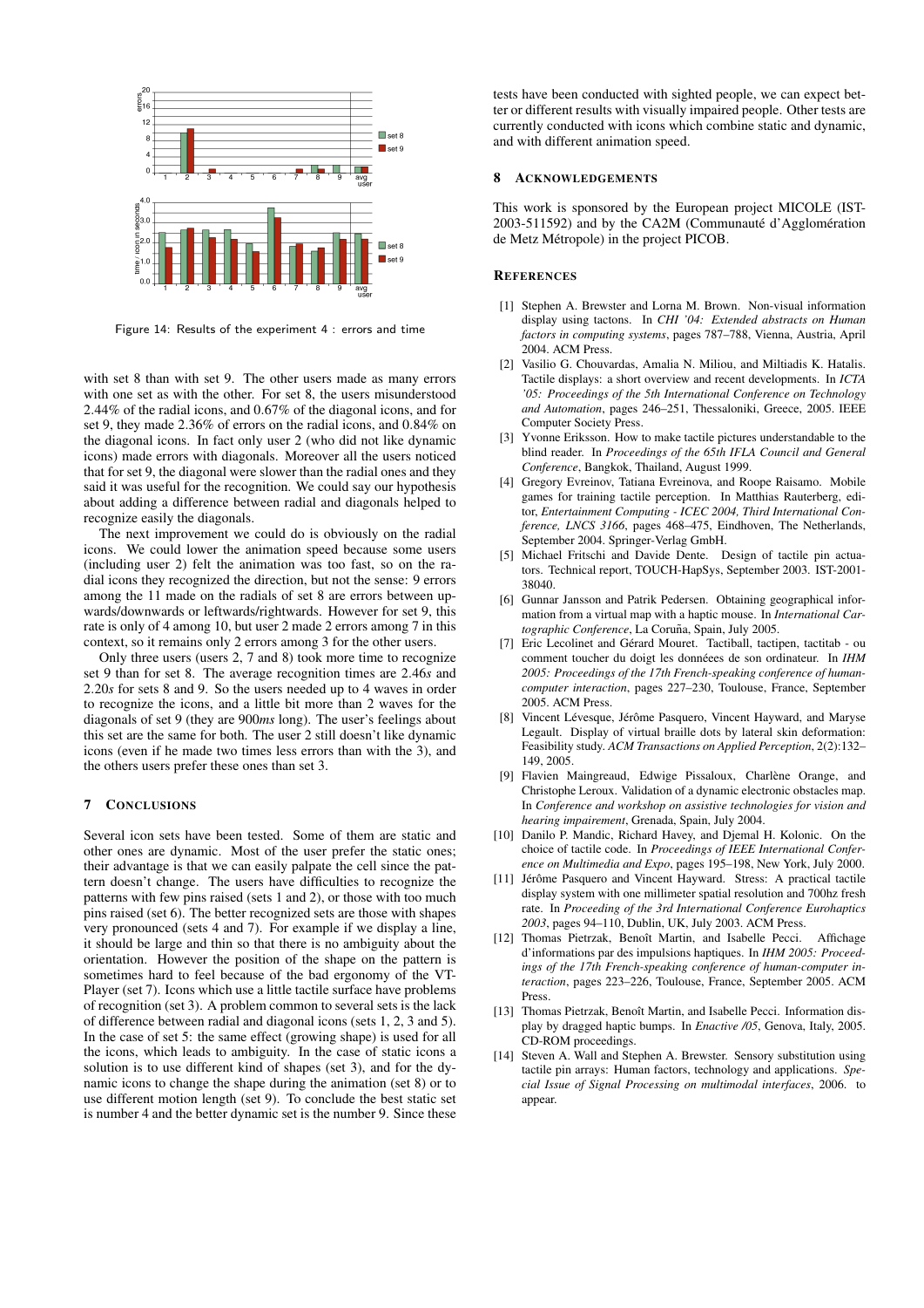errors
20
16
12
8
4
0
1 2 3 4 5 6 7 8 9 avg user
set 8
set 9

time / icon in seconds
4.0
3.0
2.0
1.0
0.0
1 2 3 4 5 6 7 8 9 avg user
set 8
set 9

Figure 14: Results of the experiment 4 : errors and time

with set 8 than with set 9. The other users made as many errors with one set as with the other. For set 8, the users misunderstood 2.44% of the radial icons, and 0.67% of the diagonal icons, and for set 9, they made 2.36% of errors on the radial icons, and 0.84% on the diagonal icons. In fact only user 2 (who did not like dynamic icons) made errors with diagonals. Moreover all the users noticed that for set 9, the diagonal were slower than the radial ones and they said it was useful for the recognition. We could say our hypothesis about adding a difference between radial and diagonals helped to recognize easily the diagonals.

The next improvement we could do is obviously on the radial icons. We could lower the animation speed because some users (including user 2) felt the animation was too fast, so on the radial icons they recognized the direction, but not the sense: 9 errors among the 11 made on the radials of set 8 are errors between upwards/downwards or leftwards/rightwards. However for set 9, this rate is only of 4 among 10, but user 2 made 2 errors among 7 in this context, so it remains only 2 errors among 3 for the other users.

Only three users (users 2, 7 and 8) took more time to recognize set 9 than for set 8. The average recognition times are 2.46*s* and 2.20*s* for sets 8 and 9. So the users needed up to 4 waves in order to recognize the icons, and a little bit more than 2 waves for the diagonals of set 9 (they are 900*ms* long). The user's feelings about this set are the same for both. The user 2 still doesn't like dynamic icons (even if he made two times less errors than with the 3), and the others users prefer these ones than set 3.

## 7 Conclusions

Several icon sets have been tested. Some of them are static and other ones are dynamic. Most of the user prefer the static ones; their advantage is that we can easily palpate the cell since the pattern doesn't change. The users have difficulties to recognize the patterns with few pins raised (sets 1 and 2), or those with too much pins raised (set 6). The better recognized sets are those with shapes very pronounced (sets 4 and 7). For example if we display a line, it should be large and thin so that there is no ambiguity about the orientation. However the position of the shape on the pattern is sometimes hard to feel because of the bad ergonomy of the VT-Player (set 7). Icons which use a little tactile surface have problems of recognition (set 3). A problem common to several sets is the lack of difference between radial and diagonal icons (sets 1, 2, 3 and 5). In the case of set 5: the same effect (growing shape) is used for all the icons, which leads to ambiguity. In the case of static icons a solution is to use different kind of shapes (set 3), and for the dynamic icons to change the shape during the animation (set 8) or to use different motion length (set 9). To conclude the best static set is number 4 and the better dynamic set is the number 9. Since these tests have been conducted with sighted people, we can expect better or different results with visually impaired people. Other tests are currently conducted with icons which combine static and dynamic, and with different animation speed.

## 8 Acknowledgements

This work is sponsored by the European project MICOLE (IST-2003-511592) and by the CA2M (Communauté d'Agglomération de Metz Métropole) in the project PICOB.

## References

[1] Stephen A. Brewster and Lorna M. Brown. Non-visual information display using tactons. In *CHI '04: Extended abstracts on Human factors in computing systems*, pages 787–788, Vienna, Austria, April 2004. ACM Press.

[2] Vasilio G. Chouvardas, Amalia N. Miliou, and Miltiadis K. Hatalis. Tactile displays: a short overview and recent developments. In *ICTA '05: Proceedings of the 5th International Conference on Technology and Automation*, pages 246–251, Thessaloniki, Greece, 2005. IEEE Computer Society Press.

[3] Yvonne Eriksson. How to make tactile pictures understandable to the blind reader. In *Proceedings of the 65th IFLA Council and General Conference*, Bangkok, Thailand, August 1999.

[4] Gregory Evreinov, Tatiana Evreinova, and Roope Raisamo. Mobile games for training tactile perception. In Matthias Rauterberg, editor, *Entertainment Computing - ICEC 2004, Third International Conference, LNCS 3166*, pages 468–475, Eindhoven, The Netherlands, September 2004. Springer-Verlag GmbH.

[5] Michael Fritschi and Davide Dente. Design of tactile pin actuators. Technical report, TOUCH-HapSys, September 2003. IST-2001-38040.

[6] Gunnar Jansson and Patrik Pedersen. Obtaining geographical information from a virtual map with a haptic mouse. In *International Cartographic Conference*, La Coruña, Spain, July 2005.

[7] Eric Lecolinet and Gérard Mouret. Tactiball, tactipen, tactitab - ou comment toucher du doigt les donnéees de son ordinateur. In *IHM 2005: Proceedings of the 17th French-speaking conference of human-computer interaction*, pages 227–230, Toulouse, France, September 2005. ACM Press.

[8] Vincent Lévesque, Jérôme Pasquero, Vincent Hayward, and Maryse Legault. Display of virtual braille dots by lateral skin deformation: Feasibility study. *ACM Transactions on Applied Perception*, 2(2):132–149, 2005.

[9] Flavien Maingreaud, Edwige Pissaloux, Charlène Orange, and Christophe Leroux. Validation of a dynamic electronic obstacles map. In *Conference and workshop on assistive technologies for vision and hearing impairement*, Grenada, Spain, July 2004.

[10] Danilo P. Mandic, Richard Havey, and Djemal H. Kolonic. On the choice of tactile code. In *Proceedings of IEEE International Conference on Multimedia and Expo*, pages 195–198, New York, July 2000.

[11] Jérôme Pasquero and Vincent Hayward. Stress: A practical tactile display system with one millimeter spatial resolution and 700hz fresh rate. In *Proceeding of the 3rd International Conference Eurohaptics 2003*, pages 94–110, Dublin, UK, July 2003. ACM Press.

[12] Thomas Pietrzak, Benoît Martin, and Isabelle Pecci. Affichage d'informations par des impulsions haptiques. In *IHM 2005: Proceedings of the 17th French-speaking conference of human-computer interaction*, pages 223–226, Toulouse, France, September 2005. ACM Press.

[13] Thomas Pietrzak, Benoît Martin, and Isabelle Pecci. Information display by dragged haptic bumps. In *Enactive /05*, Genova, Italy, 2005. CD-ROM proceedings.

[14] Steven A. Wall and Stephen A. Brewster. Sensory substitution using tactile pin arrays: Human factors, technology and applications. *Special Issue of Signal Processing on multimodal interfaces*, 2006. to appear.